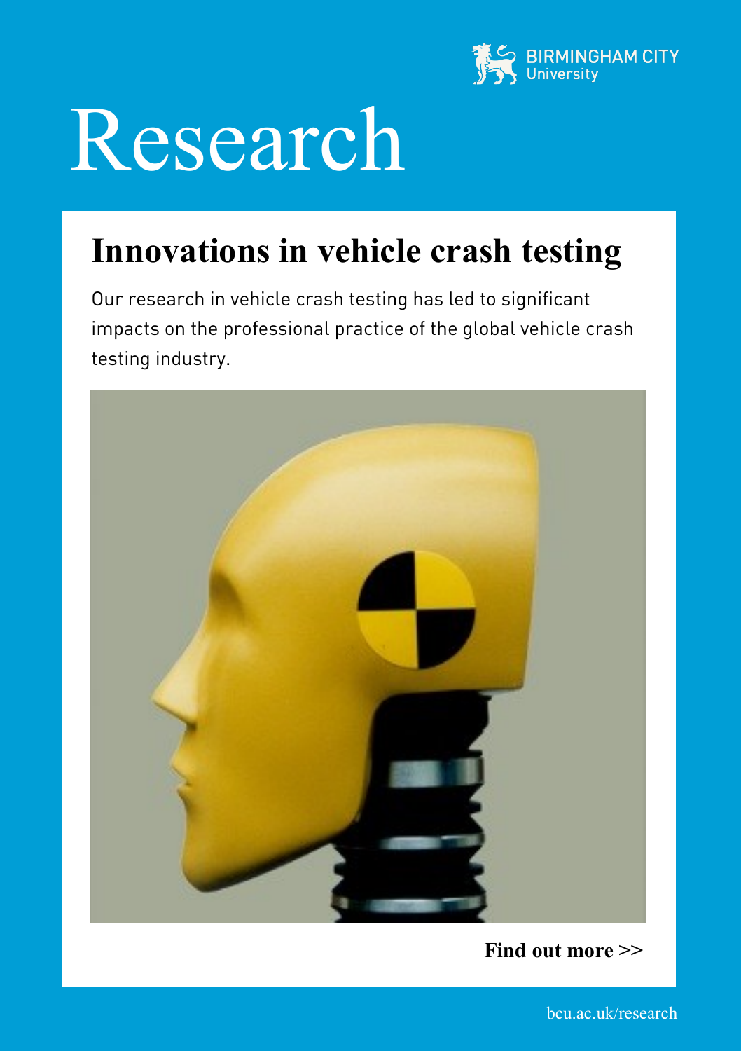BIRMINGHAM CITY University

# Research

## Innovations in vehicle crash testing

Our research in vehicle crash testing has led to significant impacts on the professional practice of the global vehicle crash testing industry.

**Find out more >>**

bcu.ac.uk/research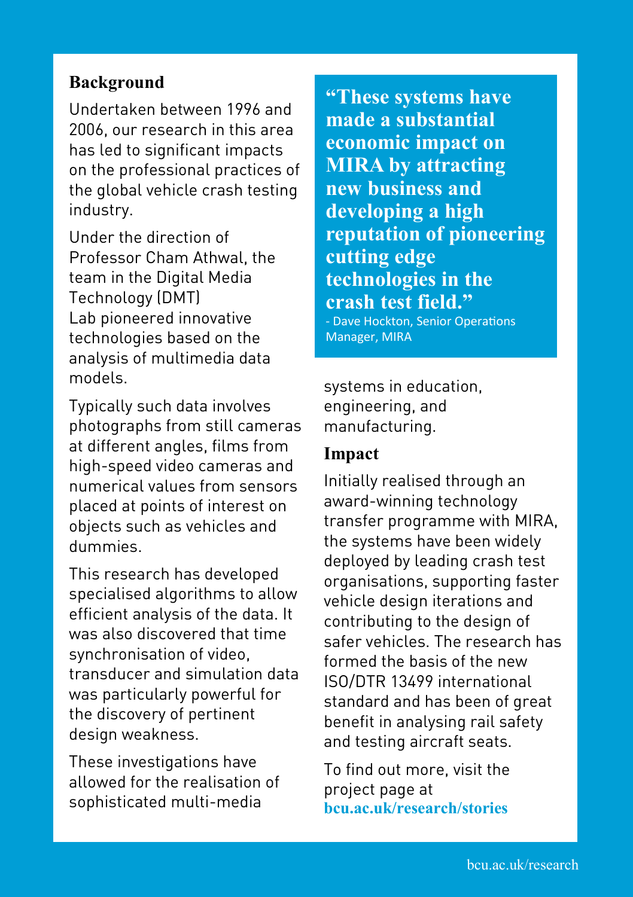## Background

Undertaken between 1996 and 2006, our research in this area has led to significant impacts on the professional practices of the global vehicle crash testing industry.

Under the direction of Professor Cham Athwal, the team in the Digital Media Technology (DMT) Lab pioneered innovative technologies based on the analysis of multimedia data models.

Typically such data involves photographs from still cameras at different angles, films from high-speed video cameras and numerical values from sensors placed at points of interest on objects such as vehicles and dummies.

This research has developed specialised algorithms to allow efficient analysis of the data. It was also discovered that time synchronisation of video, transducer and simulation data was particularly powerful for the discovery of pertinent design weakness.

These investigations have allowed for the realisation of sophisticated multi-media systems in education, engineering, and manufacturing.

> **"These systems have made a substantial economic impact on MIRA by attracting new business and developing a high reputation of pioneering cutting edge technologies in the crash test field."**
>
> - Dave Hockton, Senior Operations Manager, MIRA

## Impact

Initially realised through an award-winning technology transfer programme with MIRA, the systems have been widely deployed by leading crash test organisations, supporting faster vehicle design iterations and contributing to the design of safer vehicles. The research has formed the basis of the new ISO/DTR 13499 international standard and has been of great benefit in analysing rail safety and testing aircraft seats.

To find out more, visit the project page at **bcu.ac.uk/research/stories**